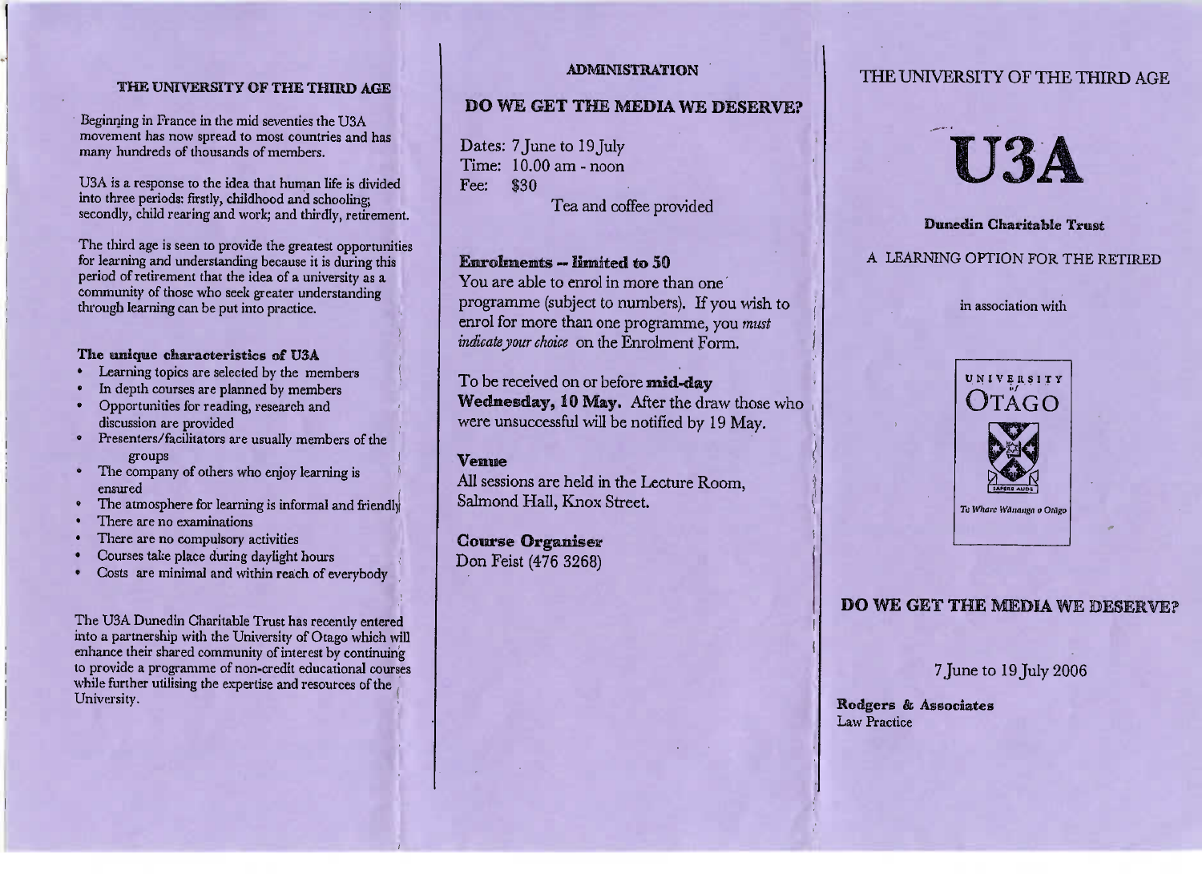## THE UNIVERSITY OF THE THIRD AGE

Beginning in France in the mid seventies the U3A movement has now spread to most countries and has many hundreds of thousands of members.

U3A is a response to the idea that human life is divided into three periods: firstly, childhood and schooling; secondly, child rearing and work; and thirdly, retirement.

The third age is seen to provide the greatest opportunities for learning and understanding because it is during this period of retirement that the idea of a university as a community of those who seek greater understanding through learning can be put into practice.

### The unique characteristics of U3A

- Learning topics are selected by the members
- In depth courses are planned by members
- Opportunities for reading, research and discussion are provided
- Presenters/facilitators are usually members of the groups
- The company of others who enjoy learning is ensured
- The atmosphere for learning is informal and friendly
- There are no examinations
- There are no compulsory activities
- Courses take place during daylight hours
- Costs are minimal and within reach of everybody

The U3A Dunedin Charitable Trust has recently entered into a partnership with the University of Otago which will enhance their shared community of interest by continuing to provide a programme of non-credit educational courses while further utilising the expertise and resources of the University.

## ADMINISTRATION

## DO WE GET THE MEDIA WE DESERVE?

Dates: 7 June to 19 July
Time: 10.00 am - noon
Fee: $30

Tea and coffee provided

### Enrolments – limited to 50

You are able to enrol in more than one programme (subject to numbers). If you wish to enrol for more than one programme, you *must indicate your choice* on the Enrolment Form.

To be received on or before **mid-day Wednesday, 10 May.** After the draw those who were unsuccessful will be notified by 19 May.

### Venue

All sessions are held in the Lecture Room, Salmond Hall, Knox Street.

### Course Organiser

Don Feist (476 3268)

## THE UNIVERSITY OF THE THIRD AGE

# U3A

**Dunedin Charitable Trust**

A LEARNING OPTION FOR THE RETIRED

in association with

UNIVERSITY of OTAGO

Te Whare Wānanga o Otāgo

## DO WE GET THE MEDIA WE DESERVE?

7 June to 19 July 2006

**Rodgers & Associates**
Law Practice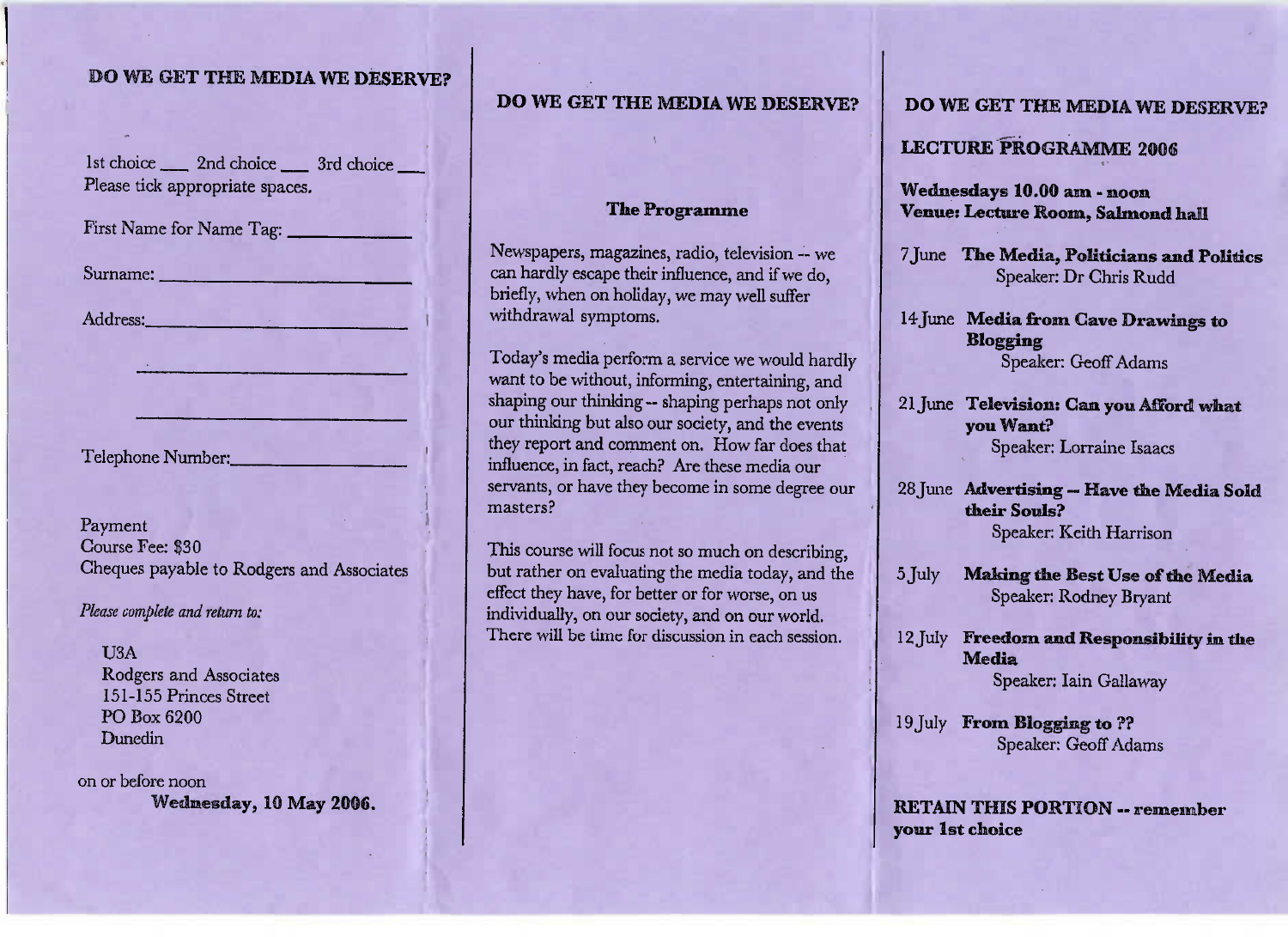## DO WE GET THE MEDIA WE DESERVE?

1st choice ___ 2nd choice ___ 3rd choice ___
Please tick appropriate spaces.

First Name for Name Tag: ____________

Surname: ______________________

Address: ______________________

______________________

______________________

Telephone Number: ______________

Payment
Course Fee: $30
Cheques payable to Rodgers and Associates

*Please complete and return to:*

U3A
Rodgers and Associates
151-155 Princes Street
PO Box 6200
Dunedin

on or before noon
**Wednesday, 10 May 2006.**

## DO WE GET THE MEDIA WE DESERVE?

### The Programme

Newspapers, magazines, radio, television -- we can hardly escape their influence, and if we do, briefly, when on holiday, we may well suffer withdrawal symptoms.

Today's media perform a service we would hardly want to be without, informing, entertaining, and shaping our thinking -- shaping perhaps not only our thinking but also our society, and the events they report and comment on. How far does that influence, in fact, reach? Are these media our servants, or have they become in some degree our masters?

This course will focus not so much on describing, but rather on evaluating the media today, and the effect they have, for better or for worse, on us individually, on our society, and on our world. There will be time for discussion in each session.

## DO WE GET THE MEDIA WE DESERVE?

### LECTURE PROGRAMME 2006

**Wednesdays 10.00 am - noon**
**Venue: Lecture Room, Salmond hall**

7 June **The Media, Politicians and Politics**
Speaker: Dr Chris Rudd

14 June **Media from Cave Drawings to Blogging**
Speaker: Geoff Adams

21 June **Television: Can you Afford what you Want?**
Speaker: Lorraine Isaacs

28 June **Advertising -- Have the Media Sold their Souls?**
Speaker: Keith Harrison

5 July **Making the Best Use of the Media**
Speaker: Rodney Bryant

12 July **Freedom and Responsibility in the Media**
Speaker: Iain Gallaway

19 July **From Blogging to ??**
Speaker: Geoff Adams

**RETAIN THIS PORTION -- remember your 1st choice**